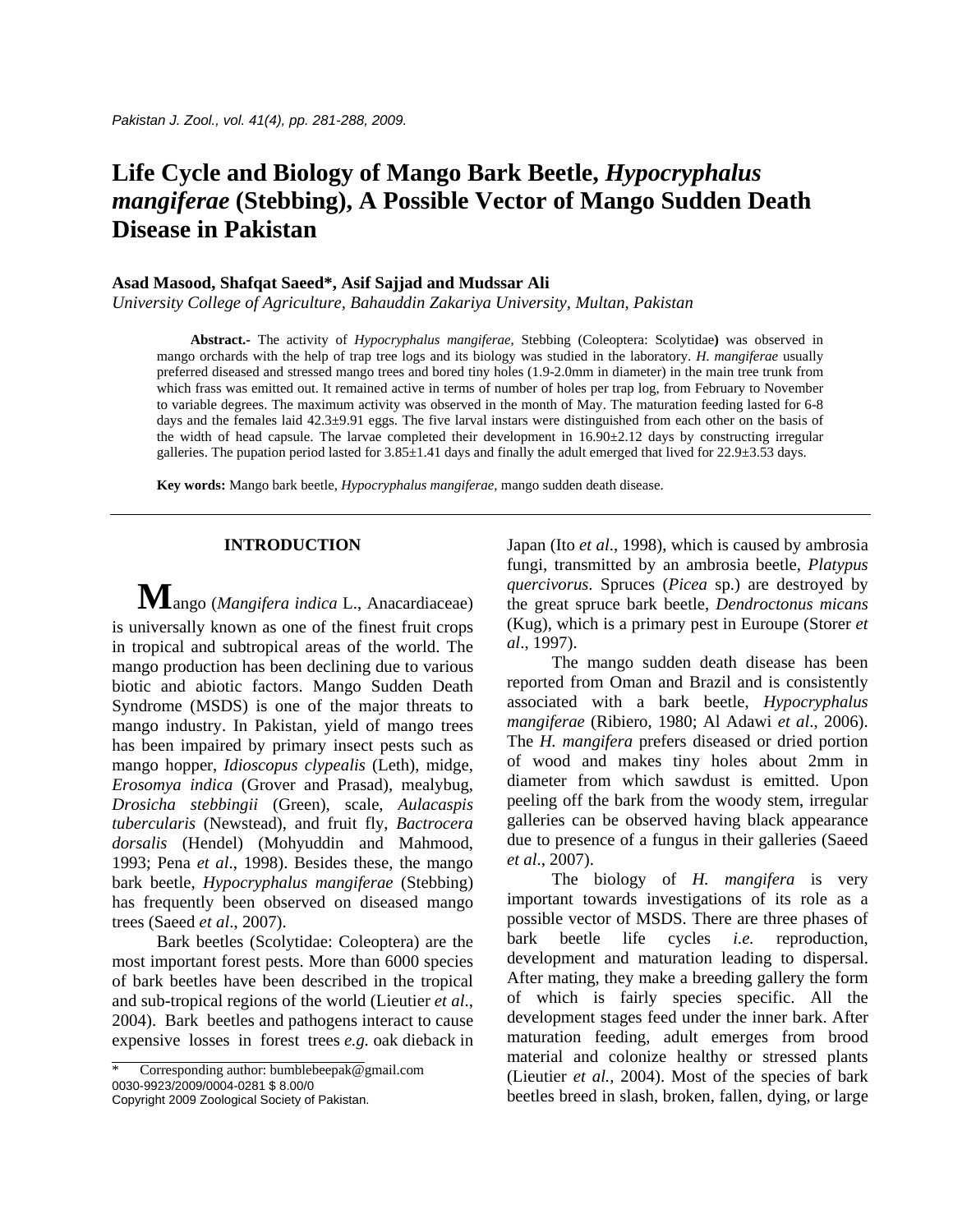# Life Cycle and Biology of Mango Bark Beetle, *Hypocryphalus mangiferae* (Stebbing), A Possible Vector of Mango Sudden Death Disease in Pakistan

**Asad Masood, Shafqat Saeed\*, Asif Sajjad and Mudssar Ali**

*University College of Agriculture, Bahauddin Zakariya University, Multan, Pakistan*

**Abstract.-** The activity of *Hypocryphalus mangiferae*, Stebbing (Coleoptera: Scolytidae**)** was observed in mango orchards with the help of trap tree logs and its biology was studied in the laboratory. *H. mangiferae* usually preferred diseased and stressed mango trees and bored tiny holes (1.9-2.0mm in diameter) in the main tree trunk from which frass was emitted out. It remained active in terms of number of holes per trap log, from February to November to variable degrees. The maximum activity was observed in the month of May. The maturation feeding lasted for 6-8 days and the females laid 42.3±9.91 eggs. The five larval instars were distinguished from each other on the basis of the width of head capsule. The larvae completed their development in 16.90±2.12 days by constructing irregular galleries. The pupation period lasted for 3.85±1.41 days and finally the adult emerged that lived for 22.9±3.53 days.

**Key words:** Mango bark beetle, *Hypocryphalus mangiferae,* mango sudden death disease.

## INTRODUCTION

Mango (*Mangifera indica* L., Anacardiaceae) is universally known as one of the finest fruit crops in tropical and subtropical areas of the world. The mango production has been declining due to various biotic and abiotic factors. Mango Sudden Death Syndrome (MSDS) is one of the major threats to mango industry. In Pakistan, yield of mango trees has been impaired by primary insect pests such as mango hopper, *Idioscopus clypealis* (Leth), midge, *Erosomya indica* (Grover and Prasad), mealybug, *Drosicha stebbingii* (Green), scale, *Aulacaspis tubercularis* (Newstead), and fruit fly, *Bactrocera dorsalis* (Hendel) (Mohyuddin and Mahmood, 1993; Pena *et al*., 1998). Besides these, the mango bark beetle, *Hypocryphalus mangiferae* (Stebbing) has frequently been observed on diseased mango trees (Saeed *et al*., 2007).

Bark beetles (Scolytidae: Coleoptera) are the most important forest pests. More than 6000 species of bark beetles have been described in the tropical and sub-tropical regions of the world (Lieutier *et al*., 2004). Bark beetles and pathogens interact to cause expensive losses in forest trees *e.g.* oak dieback in Japan (Ito *et al*., 1998), which is caused by ambrosia fungi, transmitted by an ambrosia beetle, *Platypus quercivorus*. Spruces (*Picea* sp.) are destroyed by the great spruce bark beetle, *Dendroctonus micans* (Kug), which is a primary pest in Euroupe (Storer *et al*., 1997).

The mango sudden death disease has been reported from Oman and Brazil and is consistently associated with a bark beetle, *Hypocryphalus mangiferae* (Ribiero, 1980; Al Adawi *et al*., 2006). The *H. mangifera* prefers diseased or dried portion of wood and makes tiny holes about 2mm in diameter from which sawdust is emitted. Upon peeling off the bark from the woody stem, irregular galleries can be observed having black appearance due to presence of a fungus in their galleries (Saeed *et al*., 2007).

The biology of *H. mangifera* is very important towards investigations of its role as a possible vector of MSDS. There are three phases of bark beetle life cycles *i.e.* reproduction, development and maturation leading to dispersal. After mating, they make a breeding gallery the form of which is fairly species specific. All the development stages feed under the inner bark. After maturation feeding, adult emerges from brood material and colonize healthy or stressed plants (Lieutier *et al.,* 2004). Most of the species of bark beetles breed in slash, broken, fallen, dying, or large

\* Corresponding author: bumblebeepak@gmail.com
0030-9923/2009/0004-0281 $ 8.00/0
Copyright 2009 Zoological Society of Pakistan.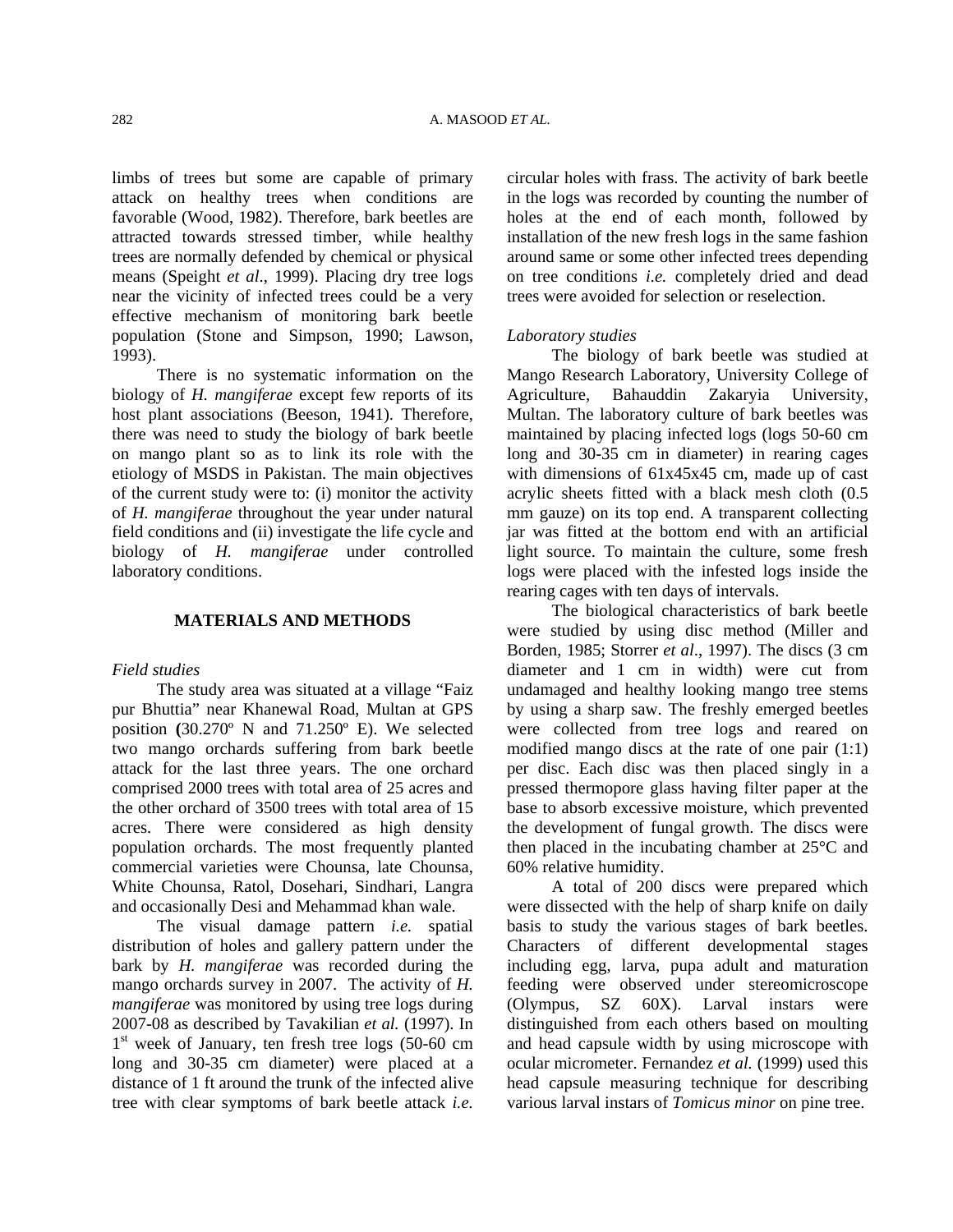limbs of trees but some are capable of primary attack on healthy trees when conditions are favorable (Wood, 1982). Therefore, bark beetles are attracted towards stressed timber, while healthy trees are normally defended by chemical or physical means (Speight *et al*., 1999). Placing dry tree logs near the vicinity of infected trees could be a very effective mechanism of monitoring bark beetle population (Stone and Simpson, 1990; Lawson, 1993).

There is no systematic information on the biology of *H. mangiferae* except few reports of its host plant associations (Beeson, 1941). Therefore, there was need to study the biology of bark beetle on mango plant so as to link its role with the etiology of MSDS in Pakistan. The main objectives of the current study were to: (i) monitor the activity of *H. mangiferae* throughout the year under natural field conditions and (ii) investigate the life cycle and biology of *H. mangiferae* under controlled laboratory conditions.

## MATERIALS AND METHODS

### *Field studies*

The study area was situated at a village "Faiz pur Bhuttia" near Khanewal Road, Multan at GPS position **(**30.270º N and 71.250º E). We selected two mango orchards suffering from bark beetle attack for the last three years. The one orchard comprised 2000 trees with total area of 25 acres and the other orchard of 3500 trees with total area of 15 acres. There were considered as high density population orchards. The most frequently planted commercial varieties were Chounsa, late Chounsa, White Chounsa, Ratol, Dosehari, Sindhari, Langra and occasionally Desi and Mehammad khan wale.

The visual damage pattern *i.e.* spatial distribution of holes and gallery pattern under the bark by *H. mangiferae* was recorded during the mango orchards survey in 2007. The activity of *H. mangiferae* was monitored by using tree logs during 2007-08 as described by Tavakilian *et al.* (1997). In 1st week of January, ten fresh tree logs (50-60 cm long and 30-35 cm diameter) were placed at a distance of 1 ft around the trunk of the infected alive tree with clear symptoms of bark beetle attack *i.e.* circular holes with frass. The activity of bark beetle in the logs was recorded by counting the number of holes at the end of each month, followed by installation of the new fresh logs in the same fashion around same or some other infected trees depending on tree conditions *i.e.* completely dried and dead trees were avoided for selection or reselection.

### *Laboratory studies*

The biology of bark beetle was studied at Mango Research Laboratory, University College of Agriculture, Bahauddin Zakaryia University, Multan. The laboratory culture of bark beetles was maintained by placing infected logs (logs 50-60 cm long and 30-35 cm in diameter) in rearing cages with dimensions of 61x45x45 cm, made up of cast acrylic sheets fitted with a black mesh cloth (0.5 mm gauze) on its top end. A transparent collecting jar was fitted at the bottom end with an artificial light source. To maintain the culture, some fresh logs were placed with the infested logs inside the rearing cages with ten days of intervals.

The biological characteristics of bark beetle were studied by using disc method (Miller and Borden, 1985; Storrer *et al*., 1997). The discs (3 cm diameter and 1 cm in width) were cut from undamaged and healthy looking mango tree stems by using a sharp saw. The freshly emerged beetles were collected from tree logs and reared on modified mango discs at the rate of one pair (1:1) per disc. Each disc was then placed singly in a pressed thermopore glass having filter paper at the base to absorb excessive moisture, which prevented the development of fungal growth. The discs were then placed in the incubating chamber at 25°C and 60% relative humidity.

A total of 200 discs were prepared which were dissected with the help of sharp knife on daily basis to study the various stages of bark beetles. Characters of different developmental stages including egg, larva, pupa adult and maturation feeding were observed under stereomicroscope (Olympus, SZ 60X). Larval instars were distinguished from each others based on moulting and head capsule width by using microscope with ocular micrometer. Fernandez *et al.* (1999) used this head capsule measuring technique for describing various larval instars of *Tomicus minor* on pine tree.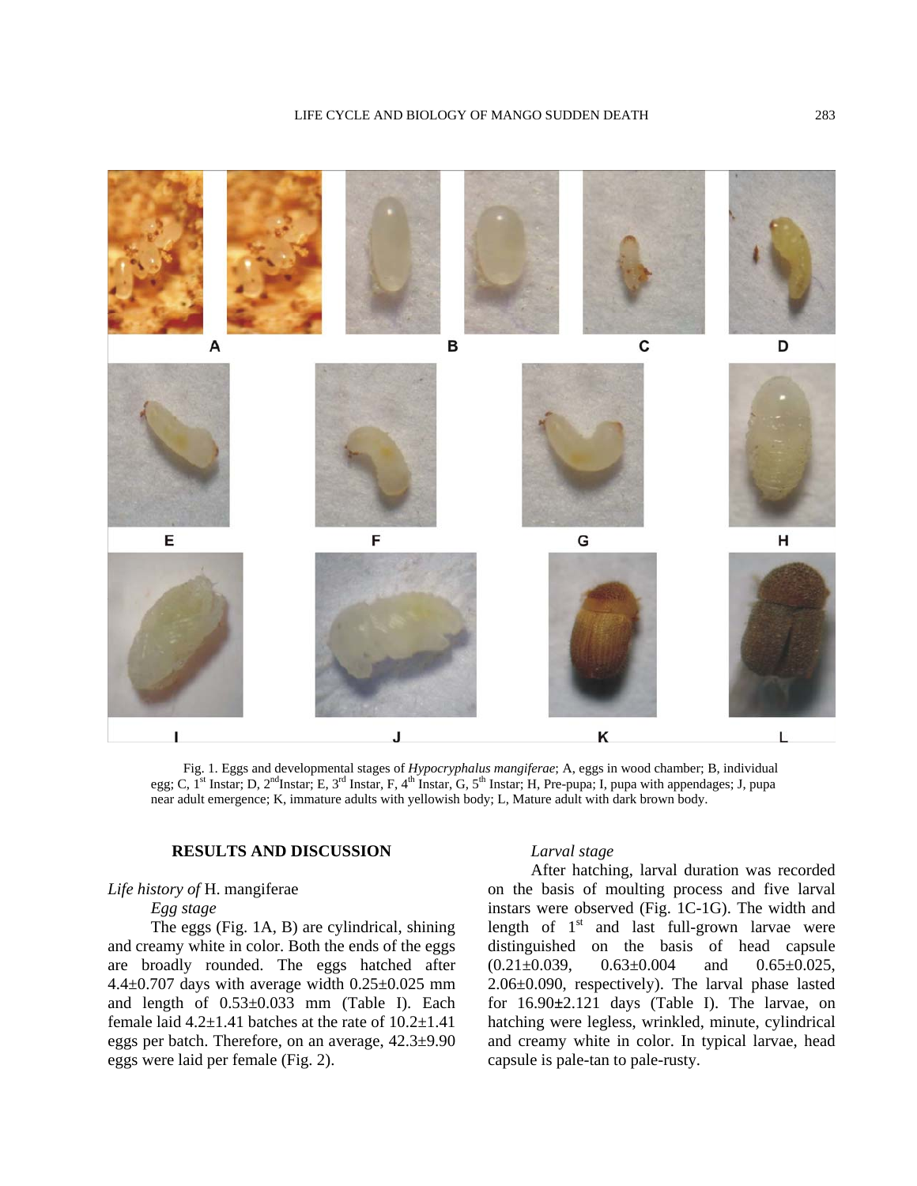Fig. 1. Eggs and developmental stages of *Hypocryphalus mangiferae*; A, eggs in wood chamber; B, individual egg; C, 1st Instar; D, 2nd Instar; E, 3rd Instar, F, 4th Instar, G, 5th Instar; H, Pre-pupa; I, pupa with appendages; J, pupa near adult emergence; K, immature adults with yellowish body; L, Mature adult with dark brown body.

## RESULTS AND DISCUSSION

### *Life history of* H. mangiferae

#### *Egg stage*

The eggs (Fig. 1A, B) are cylindrical, shining and creamy white in color. Both the ends of the eggs are broadly rounded. The eggs hatched after $4.4\pm0.707$ days with average width $0.25\pm0.025$ mm and length of $0.53\pm0.033$ mm (Table I). Each female laid $4.2\pm1.41$ batches at the rate of $10.2\pm1.41$ eggs per batch. Therefore, on an average, $42.3\pm9.90$ eggs were laid per female (Fig. 2).

#### *Larval stage*

After hatching, larval duration was recorded on the basis of moulting process and five larval instars were observed (Fig. 1C-1G). The width and length of 1st and last full-grown larvae were distinguished on the basis of head capsule ($0.21\pm0.039$, $0.63\pm0.004$ and $0.65\pm0.025$, $2.06\pm0.090$, respectively). The larval phase lasted for $16.90\pm2.121$ days (Table I). The larvae, on hatching were legless, wrinkled, minute, cylindrical and creamy white in color. In typical larvae, head capsule is pale-tan to pale-rusty.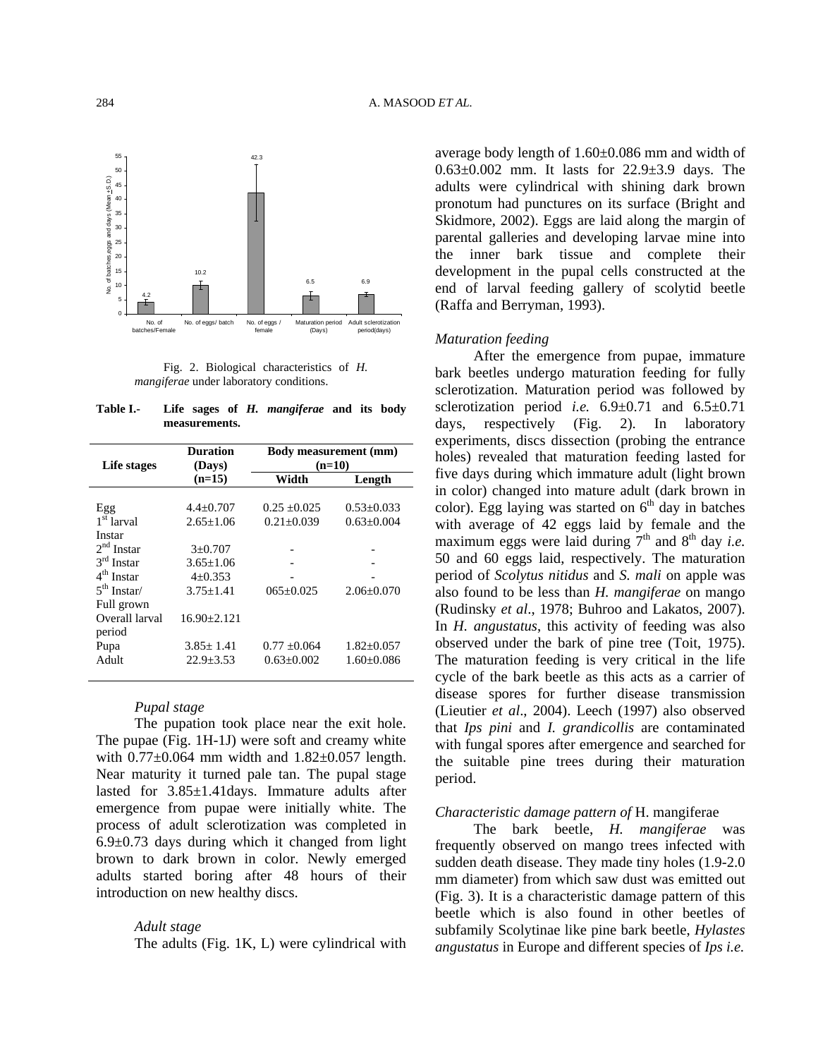Fig. 2. Biological characteristics of *H. mangiferae* under laboratory conditions.

**Table I.- Life sages of *H. mangiferae* and its body measurements.**

| Life stages | Duration (Days) (n=15) | Body measurement (mm) (n=10) | |
|---|---|---|---|
| | | Width | Length |
| Egg | 4.4±0.707 | 0.25 ±0.025 | 0.53±0.033 |
| 1st larval Instar | 2.65±1.06 | 0.21±0.039 | 0.63±0.004 |
| 2nd Instar | 3±0.707 | - | - |
| 3rd Instar | 3.65±1.06 | - | - |
| 4th Instar | 4±0.353 | - | - |
| 5th Instar/ Full grown | 3.75±1.41 | 065±0.025 | 2.06±0.070 |
| Overall larval period | 16.90±2.121 | | |
| Pupa | 3.85± 1.41 | 0.77 ±0.064 | 1.82±0.057 |
| Adult | 22.9±3.53 | 0.63±0.002 | 1.60±0.086 |

*Pupal stage*

The pupation took place near the exit hole. The pupae (Fig. 1H-1J) were soft and creamy white with 0.77±0.064 mm width and 1.82±0.057 length. Near maturity it turned pale tan. The pupal stage lasted for 3.85±1.41days. Immature adults after emergence from pupae were initially white. The process of adult sclerotization was completed in 6.9±0.73 days during which it changed from light brown to dark brown in color. Newly emerged adults started boring after 48 hours of their introduction on new healthy discs.

*Adult stage*

The adults (Fig. 1K, L) were cylindrical with average body length of 1.60±0.086 mm and width of 0.63±0.002 mm. It lasts for 22.9±3.9 days. The adults were cylindrical with shining dark brown pronotum had punctures on its surface (Bright and Skidmore, 2002). Eggs are laid along the margin of parental galleries and developing larvae mine into the inner bark tissue and complete their development in the pupal cells constructed at the end of larval feeding gallery of scolytid beetle (Raffa and Berryman, 1993).

*Maturation feeding*

After the emergence from pupae, immature bark beetles undergo maturation feeding for fully sclerotization. Maturation period was followed by sclerotization period *i.e.* 6.9±0.71 and 6.5±0.71 days, respectively (Fig. 2). In laboratory experiments, discs dissection (probing the entrance holes) revealed that maturation feeding lasted for five days during which immature adult (light brown in color) changed into mature adult (dark brown in color). Egg laying was started on 6th day in batches with average of 42 eggs laid by female and the maximum eggs were laid during 7th and 8th day *i.e.* 50 and 60 eggs laid, respectively. The maturation period of *Scolytus nitidus* and *S. mali* on apple was also found to be less than *H. mangiferae* on mango (Rudinsky *et al*., 1978; Buhroo and Lakatos, 2007). In *H. angustatus*, this activity of feeding was also observed under the bark of pine tree (Toit, 1975). The maturation feeding is very critical in the life cycle of the bark beetle as this acts as a carrier of disease spores for further disease transmission (Lieutier *et al*., 2004). Leech (1997) also observed that *Ips pini* and *I. grandicollis* are contaminated with fungal spores after emergence and searched for the suitable pine trees during their maturation period.

*Characteristic damage pattern of* H. mangiferae

The bark beetle, *H. mangiferae* was frequently observed on mango trees infected with sudden death disease. They made tiny holes (1.9-2.0 mm diameter) from which saw dust was emitted out (Fig. 3). It is a characteristic damage pattern of this beetle which is also found in other beetles of subfamily Scolytinae like pine bark beetle, *Hylastes angustatus* in Europe and different species of *Ips i.e.*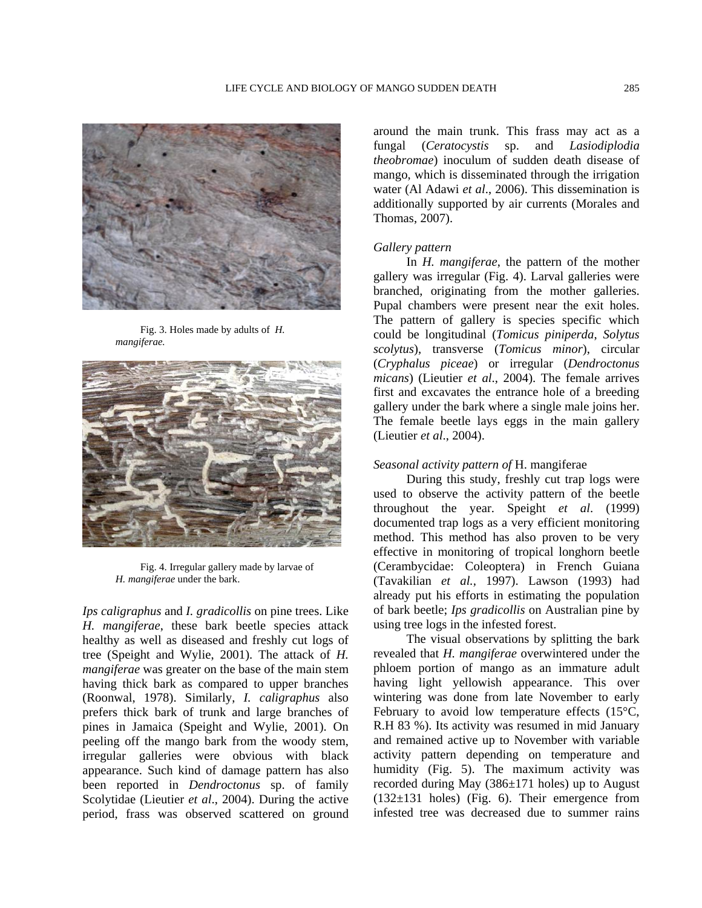Fig. 3. Holes made by adults of *H. mangiferae.*

Fig. 4. Irregular gallery made by larvae of *H. mangiferae* under the bark.

*Ips caligraphus* and *I. gradicollis* on pine trees. Like *H. mangiferae*, these bark beetle species attack healthy as well as diseased and freshly cut logs of tree (Speight and Wylie, 2001). The attack of *H. mangiferae* was greater on the base of the main stem having thick bark as compared to upper branches (Roonwal, 1978). Similarly, *I. caligraphus* also prefers thick bark of trunk and large branches of pines in Jamaica (Speight and Wylie, 2001). On peeling off the mango bark from the woody stem, irregular galleries were obvious with black appearance. Such kind of damage pattern has also been reported in *Dendroctonus* sp. of family Scolytidae (Lieutier *et al*., 2004). During the active period, frass was observed scattered on ground around the main trunk. This frass may act as a fungal (*Ceratocystis* sp. and *Lasiodiplodia theobromae*) inoculum of sudden death disease of mango, which is disseminated through the irrigation water (Al Adawi *et al*., 2006). This dissemination is additionally supported by air currents (Morales and Thomas, 2007).

*Gallery pattern*

In *H. mangiferae*, the pattern of the mother gallery was irregular (Fig. 4). Larval galleries were branched, originating from the mother galleries. Pupal chambers were present near the exit holes. The pattern of gallery is species specific which could be longitudinal (*Tomicus piniperda*, *Solytus scolytus*), transverse (*Tomicus minor*), circular (*Cryphalus piceae*) or irregular (*Dendroctonus micans*) (Lieutier *et al*., 2004). The female arrives first and excavates the entrance hole of a breeding gallery under the bark where a single male joins her. The female beetle lays eggs in the main gallery (Lieutier *et al*., 2004).

*Seasonal activity pattern of* H. mangiferae

During this study, freshly cut trap logs were used to observe the activity pattern of the beetle throughout the year. Speight *et al*. (1999) documented trap logs as a very efficient monitoring method. This method has also proven to be very effective in monitoring of tropical longhorn beetle (Cerambycidae: Coleoptera) in French Guiana (Tavakilian *et al.,* 1997). Lawson (1993) had already put his efforts in estimating the population of bark beetle; *Ips gradicollis* on Australian pine by using tree logs in the infested forest.

The visual observations by splitting the bark revealed that *H. mangiferae* overwintered under the phloem portion of mango as an immature adult having light yellowish appearance. This over wintering was done from late November to early February to avoid low temperature effects (15°C, R.H 83 %). Its activity was resumed in mid January and remained active up to November with variable activity pattern depending on temperature and humidity (Fig. 5). The maximum activity was recorded during May (386±171 holes) up to August (132±131 holes) (Fig. 6). Their emergence from infested tree was decreased due to summer rains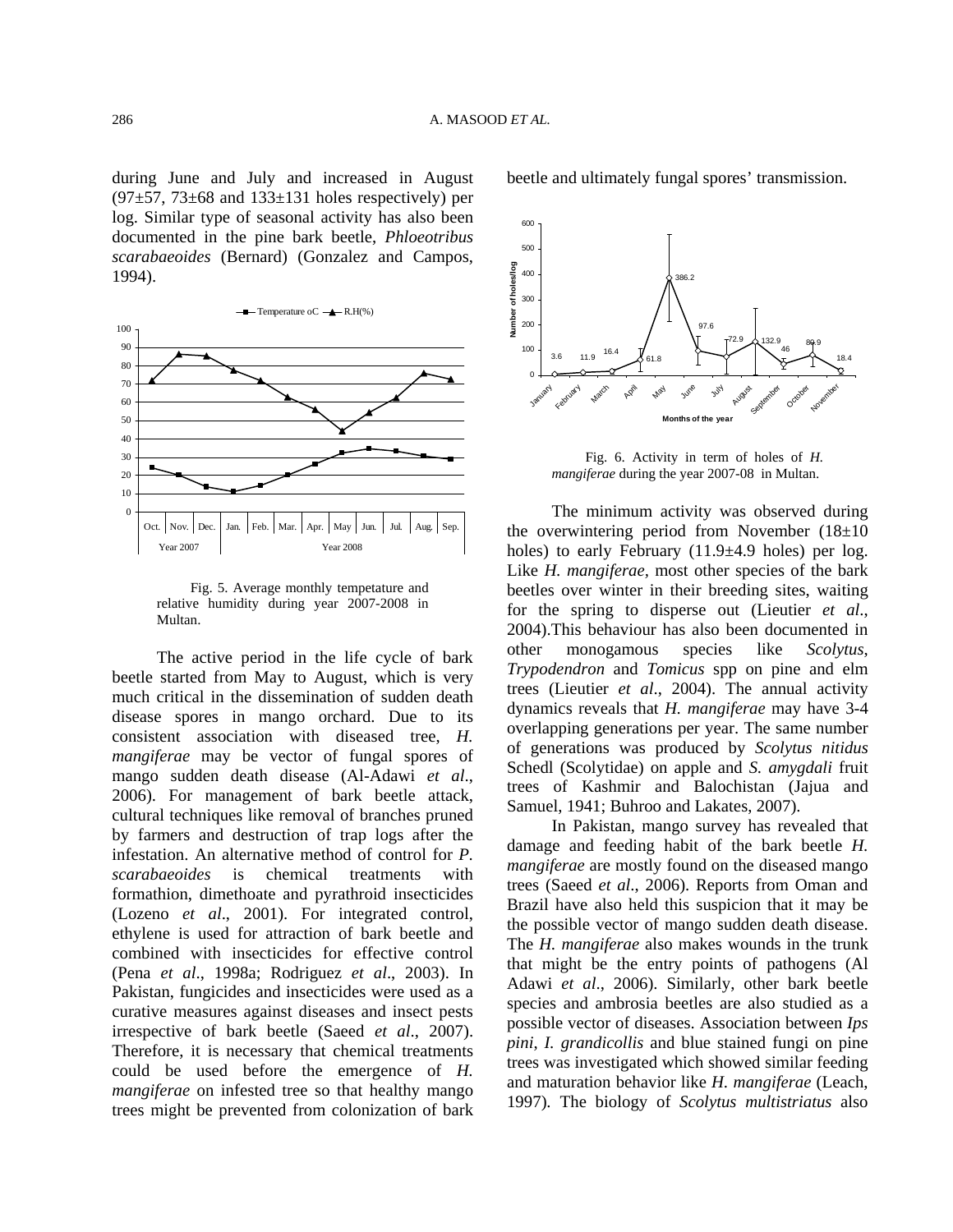during June and July and increased in August (97±57, 73±68 and 133±131 holes respectively) per log. Similar type of seasonal activity has also been documented in the pine bark beetle, *Phloeotribus scarabaeoides* (Bernard) (Gonzalez and Campos, 1994).

Fig. 5. Average monthly tempetature and relative humidity during year 2007-2008 in Multan.

The active period in the life cycle of bark beetle started from May to August, which is very much critical in the dissemination of sudden death disease spores in mango orchard. Due to its consistent association with diseased tree, *H. mangiferae* may be vector of fungal spores of mango sudden death disease (Al-Adawi *et al*., 2006). For management of bark beetle attack, cultural techniques like removal of branches pruned by farmers and destruction of trap logs after the infestation. An alternative method of control for *P. scarabaeoides* is chemical treatments with formathion, dimethoate and pyrathroid insecticides (Lozeno *et al*., 2001). For integrated control, ethylene is used for attraction of bark beetle and combined with insecticides for effective control (Pena *et al*., 1998a; Rodriguez *et al*., 2003). In Pakistan, fungicides and insecticides were used as a curative measures against diseases and insect pests irrespective of bark beetle (Saeed *et al*., 2007). Therefore, it is necessary that chemical treatments could be used before the emergence of *H. mangiferae* on infested tree so that healthy mango trees might be prevented from colonization of bark beetle and ultimately fungal spores' transmission.

Fig. 6. Activity in term of holes of *H. mangiferae* during the year 2007-08 in Multan.

The minimum activity was observed during the overwintering period from November (18±10 holes) to early February (11.9±4.9 holes) per log. Like *H. mangiferae*, most other species of the bark beetles over winter in their breeding sites, waiting for the spring to disperse out (Lieutier *et al*., 2004).This behaviour has also been documented in other monogamous species like *Scolytus*, *Trypodendron* and *Tomicus* spp on pine and elm trees (Lieutier *et al*., 2004). The annual activity dynamics reveals that *H. mangiferae* may have 3-4 overlapping generations per year. The same number of generations was produced by *Scolytus nitidus* Schedl (Scolytidae) on apple and *S. amygdali* fruit trees of Kashmir and Balochistan (Jajua and Samuel, 1941; Buhroo and Lakates, 2007).

In Pakistan, mango survey has revealed that damage and feeding habit of the bark beetle *H. mangiferae* are mostly found on the diseased mango trees (Saeed *et al*., 2006). Reports from Oman and Brazil have also held this suspicion that it may be the possible vector of mango sudden death disease. The *H. mangiferae* also makes wounds in the trunk that might be the entry points of pathogens (Al Adawi *et al*., 2006). Similarly, other bark beetle species and ambrosia beetles are also studied as a possible vector of diseases. Association between *Ips pini*, *I. grandicollis* and blue stained fungi on pine trees was investigated which showed similar feeding and maturation behavior like *H. mangiferae* (Leach, 1997). The biology of *Scolytus multistriatus* also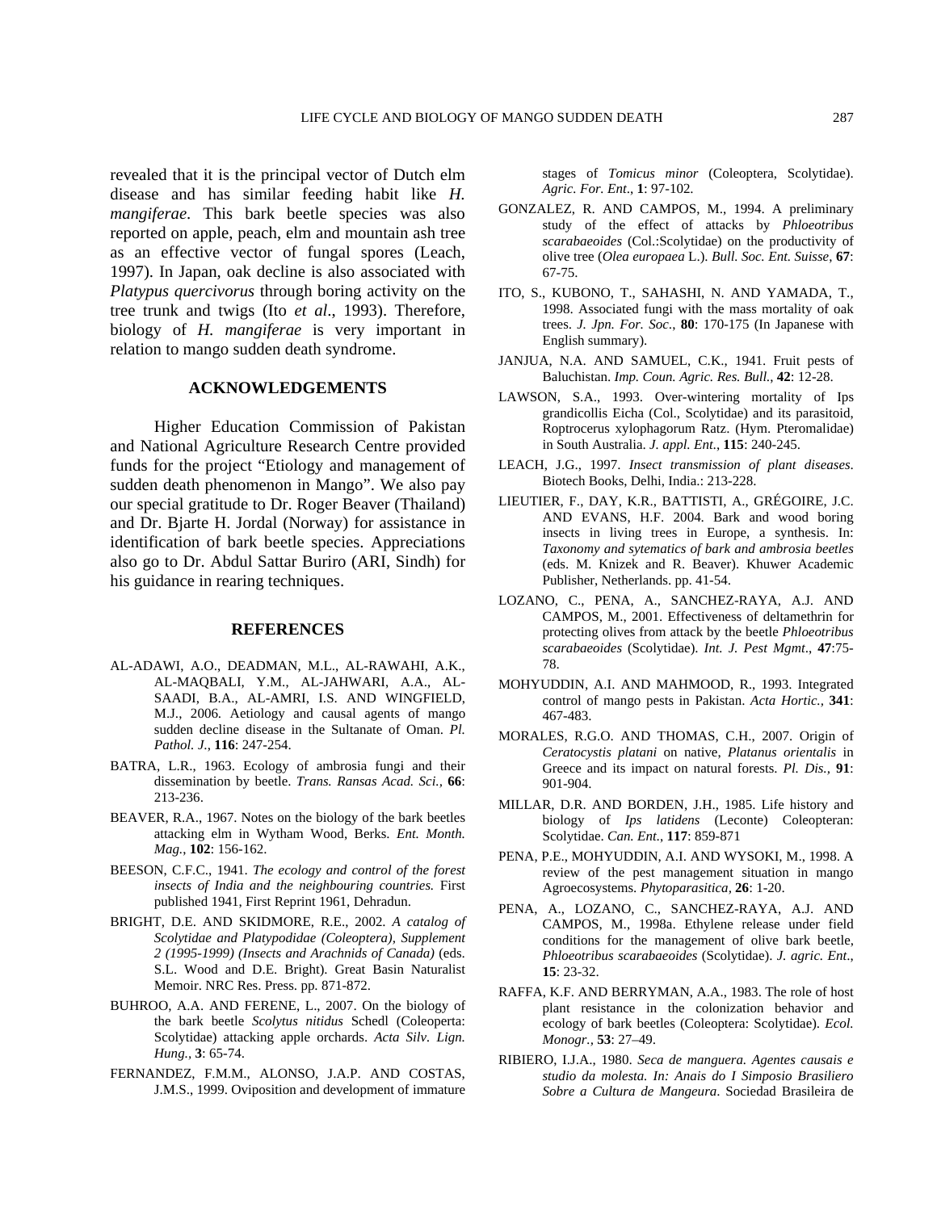revealed that it is the principal vector of Dutch elm disease and has similar feeding habit like *H. mangiferae*. This bark beetle species was also reported on apple, peach, elm and mountain ash tree as an effective vector of fungal spores (Leach, 1997). In Japan, oak decline is also associated with *Platypus quercivorus* through boring activity on the tree trunk and twigs (Ito *et al.*, 1993). Therefore, biology of *H. mangiferae* is very important in relation to mango sudden death syndrome.

## ACKNOWLEDGEMENTS

Higher Education Commission of Pakistan and National Agriculture Research Centre provided funds for the project "Etiology and management of sudden death phenomenon in Mango". We also pay our special gratitude to Dr. Roger Beaver (Thailand) and Dr. Bjarte H. Jordal (Norway) for assistance in identification of bark beetle species. Appreciations also go to Dr. Abdul Sattar Buriro (ARI, Sindh) for his guidance in rearing techniques.

## REFERENCES

AL-ADAWI, A.O., DEADMAN, M.L., AL-RAWAHI, A.K., AL-MAQBALI, Y.M., AL-JAHWARI, A.A., AL-SAADI, B.A., AL-AMRI, I.S. AND WINGFIELD, M.J., 2006. Aetiology and causal agents of mango sudden decline disease in the Sultanate of Oman. *Pl. Pathol. J.*, **116**: 247-254.

BATRA, L.R., 1963. Ecology of ambrosia fungi and their dissemination by beetle. *Trans. Ransas Acad. Sci.*, **66**: 213-236.

BEAVER, R.A., 1967. Notes on the biology of the bark beetles attacking elm in Wytham Wood, Berks. *Ent. Month. Mag.*, **102**: 156-162.

BEESON, C.F.C., 1941. *The ecology and control of the forest insects of India and the neighbouring countries.* First published 1941, First Reprint 1961, Dehradun.

BRIGHT, D.E. AND SKIDMORE, R.E., 2002. *A catalog of Scolytidae and Platypodidae (Coleoptera), Supplement 2 (1995-1999) (Insects and Arachnids of Canada)* (eds. S.L. Wood and D.E. Bright). Great Basin Naturalist Memoir. NRC Res. Press. pp. 871-872.

BUHROO, A.A. AND FERENE, L., 2007. On the biology of the bark beetle *Scolytus nitidus* Schedl (Coleoperta: Scolytidae) attacking apple orchards. *Acta Silv. Lign. Hung.*, **3**: 65-74.

FERNANDEZ, F.M.M., ALONSO, J.A.P. AND COSTAS, J.M.S., 1999. Oviposition and development of immature stages of *Tomicus minor* (Coleoptera, Scolytidae). *Agric. For. Ent.*, **1**: 97-102.

GONZALEZ, R. AND CAMPOS, M., 1994. A preliminary study of the effect of attacks by *Phloeotribus scarabaeoides* (Col.:Scolytidae) on the productivity of olive tree (*Olea europaea* L.). *Bull. Soc. Ent. Suisse*, **67**: 67-75.

ITO, S., KUBONO, T., SAHASHI, N. AND YAMADA, T., 1998. Associated fungi with the mass mortality of oak trees. *J. Jpn. For. Soc.*, **80**: 170-175 (In Japanese with English summary).

JANJUA, N.A. AND SAMUEL, C.K., 1941. Fruit pests of Baluchistan. *Imp. Coun. Agric. Res. Bull.*, **42**: 12-28.

LAWSON, S.A., 1993. Over-wintering mortality of Ips grandicollis Eicha (Col., Scolytidae) and its parasitoid, Roptrocerus xylophagorum Ratz. (Hym. Pteromalidae) in South Australia. *J. appl. Ent.*, **115**: 240-245.

LEACH, J.G., 1997. *Insect transmission of plant diseases.* Biotech Books, Delhi, India.: 213-228.

LIEUTIER, F., DAY, K.R., BATTISTI, A., GRÉGOIRE, J.C. AND EVANS, H.F. 2004. Bark and wood boring insects in living trees in Europe, a synthesis. In: *Taxonomy and sytematics of bark and ambrosia beetles* (eds. M. Knizek and R. Beaver). Khuwer Academic Publisher, Netherlands. pp. 41-54.

LOZANO, C., PENA, A., SANCHEZ-RAYA, A.J. AND CAMPOS, M., 2001. Effectiveness of deltamethrin for protecting olives from attack by the beetle *Phloeotribus scarabaeoides* (Scolytidae). *Int. J. Pest Mgmt.*, **47**:75-78.

MOHYUDDIN, A.I. AND MAHMOOD, R., 1993. Integrated control of mango pests in Pakistan. *Acta Hortic.*, **341**: 467-483.

MORALES, R.G.O. AND THOMAS, C.H., 2007. Origin of *Ceratocystis platani* on native, *Platanus orientalis* in Greece and its impact on natural forests. *Pl. Dis.*, **91**: 901-904.

MILLAR, D.R. AND BORDEN, J.H., 1985. Life history and biology of *Ips latidens* (Leconte) Coleopteran: Scolytidae. *Can. Ent.*, **117**: 859-871

PENA, P.E., MOHYUDDIN, A.I. AND WYSOKI, M., 1998. A review of the pest management situation in mango Agroecosystems. *Phytoparasitica*, **26**: 1-20.

PENA, A., LOZANO, C., SANCHEZ-RAYA, A.J. AND CAMPOS, M., 1998a. Ethylene release under field conditions for the management of olive bark beetle, *Phloeotribus scarabaeoides* (Scolytidae). *J. agric. Ent.*, **15**: 23-32.

RAFFA, K.F. AND BERRYMAN, A.A., 1983. The role of host plant resistance in the colonization behavior and ecology of bark beetles (Coleoptera: Scolytidae). *Ecol. Monogr.*, **53**: 27–49.

RIBIERO, I.J.A., 1980. *Seca de manguera. Agentes causais e studio da molesta. In: Anais do I Simposio Brasiliero Sobre a Cultura de Mangeura*. Sociedad Brasileira de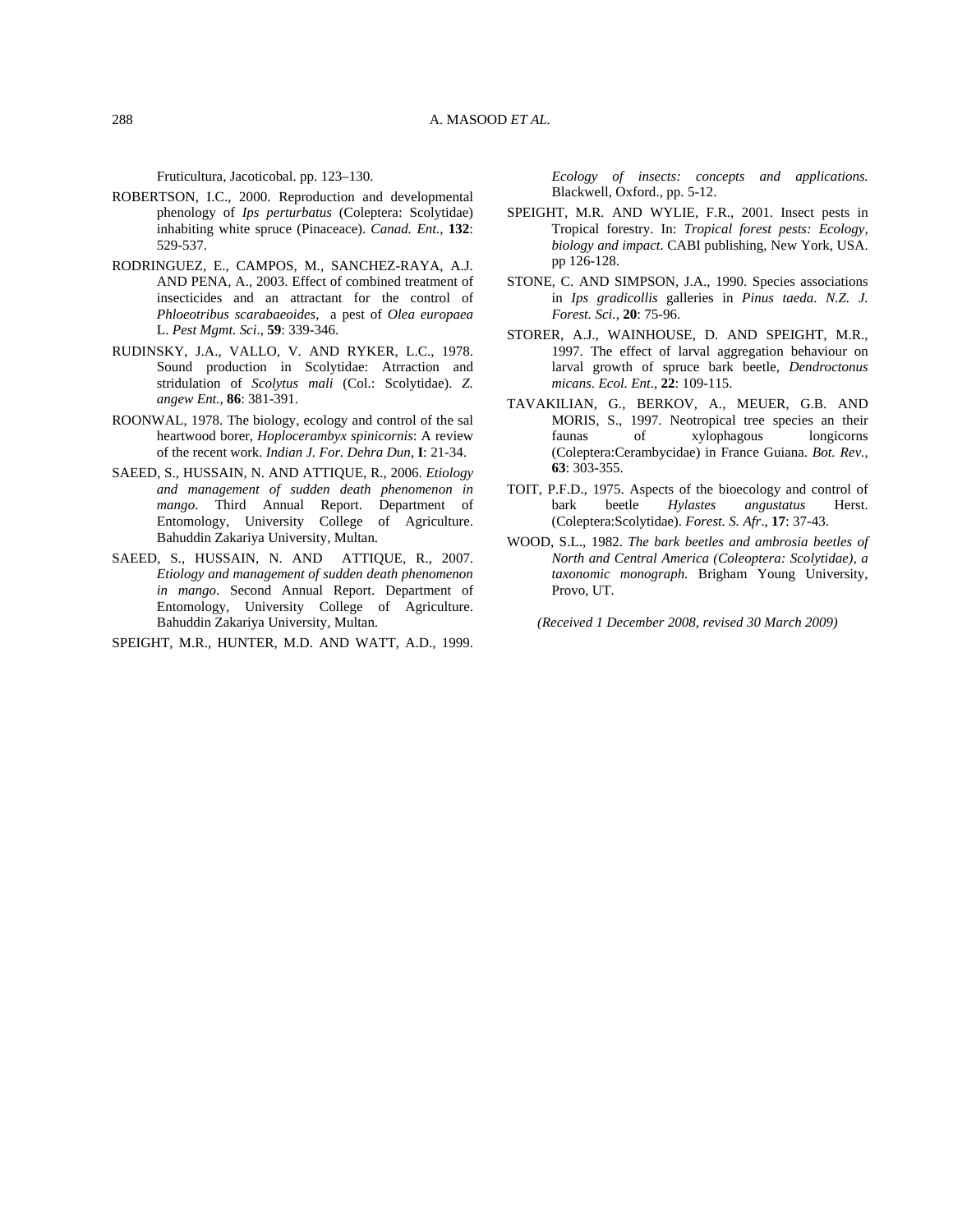Fruticultura, Jacoticobal. pp. 123–130.

ROBERTSON, I.C., 2000. Reproduction and developmental phenology of *Ips perturbatus* (Coleptera: Scolytidae) inhabiting white spruce (Pinaceace). *Canad. Ent.*, **132**: 529-537.

RODRINGUEZ, E., CAMPOS, M., SANCHEZ-RAYA, A.J. AND PENA, A., 2003. Effect of combined treatment of insecticides and an attractant for the control of *Phloeotribus scarabaeoides*, a pest of *Olea europaea* L. *Pest Mgmt. Sci*., **59**: 339-346.

RUDINSKY, J.A., VALLO, V. AND RYKER, L.C., 1978. Sound production in Scolytidae: Atrraction and stridulation of *Scolytus mali* (Col.: Scolytidae). *Z. angew Ent.,* **86**: 381-391.

ROONWAL, 1978. The biology, ecology and control of the sal heartwood borer, *Hoplocerambyx spinicornis*: A review of the recent work. *Indian J. For. Dehra Dun,* **I**: 21-34.

SAEED, S., HUSSAIN, N. AND ATTIQUE, R., 2006. *Etiology and management of sudden death phenomenon in mango*. Third Annual Report. Department of Entomology, University College of Agriculture. Bahuddin Zakariya University, Multan.

SAEED, S., HUSSAIN, N. AND ATTIQUE, R., 2007. *Etiology and management of sudden death phenomenon in mango*. Second Annual Report. Department of Entomology, University College of Agriculture. Bahuddin Zakariya University, Multan.

SPEIGHT, M.R., HUNTER, M.D. AND WATT, A.D., 1999. *Ecology of insects: concepts and applications.* Blackwell, Oxford., pp. 5-12.

SPEIGHT, M.R. AND WYLIE, F.R., 2001. Insect pests in Tropical forestry. In: *Tropical forest pests: Ecology, biology and impact*. CABI publishing, New York, USA. pp 126-128.

STONE, C. AND SIMPSON, J.A., 1990. Species associations in *Ips gradicollis* galleries in *Pinus taeda*. *N.Z. J. Forest. Sci.*, **20**: 75-96.

STORER, A.J., WAINHOUSE, D. AND SPEIGHT, M.R., 1997. The effect of larval aggregation behaviour on larval growth of spruce bark beetle, *Dendroctonus micans*. *Ecol. Ent*., **22**: 109-115.

TAVAKILIAN, G., BERKOV, A., MEUER, G.B. AND MORIS, S., 1997. Neotropical tree species an their faunas of xylophagous longicorns (Coleptera:Cerambycidae) in France Guiana. *Bot. Rev.,* **63**: 303-355.

TOIT, P.F.D., 1975. Aspects of the bioecology and control of bark beetle *Hylastes angustatus* Herst. (Coleptera:Scolytidae). *Forest. S. Afr*., **17**: 37-43.

WOOD, S.L., 1982. *The bark beetles and ambrosia beetles of North and Central America (Coleoptera: Scolytidae), a taxonomic monograph.* Brigham Young University, Provo, UT.

*(Received 1 December 2008, revised 30 March 2009)*